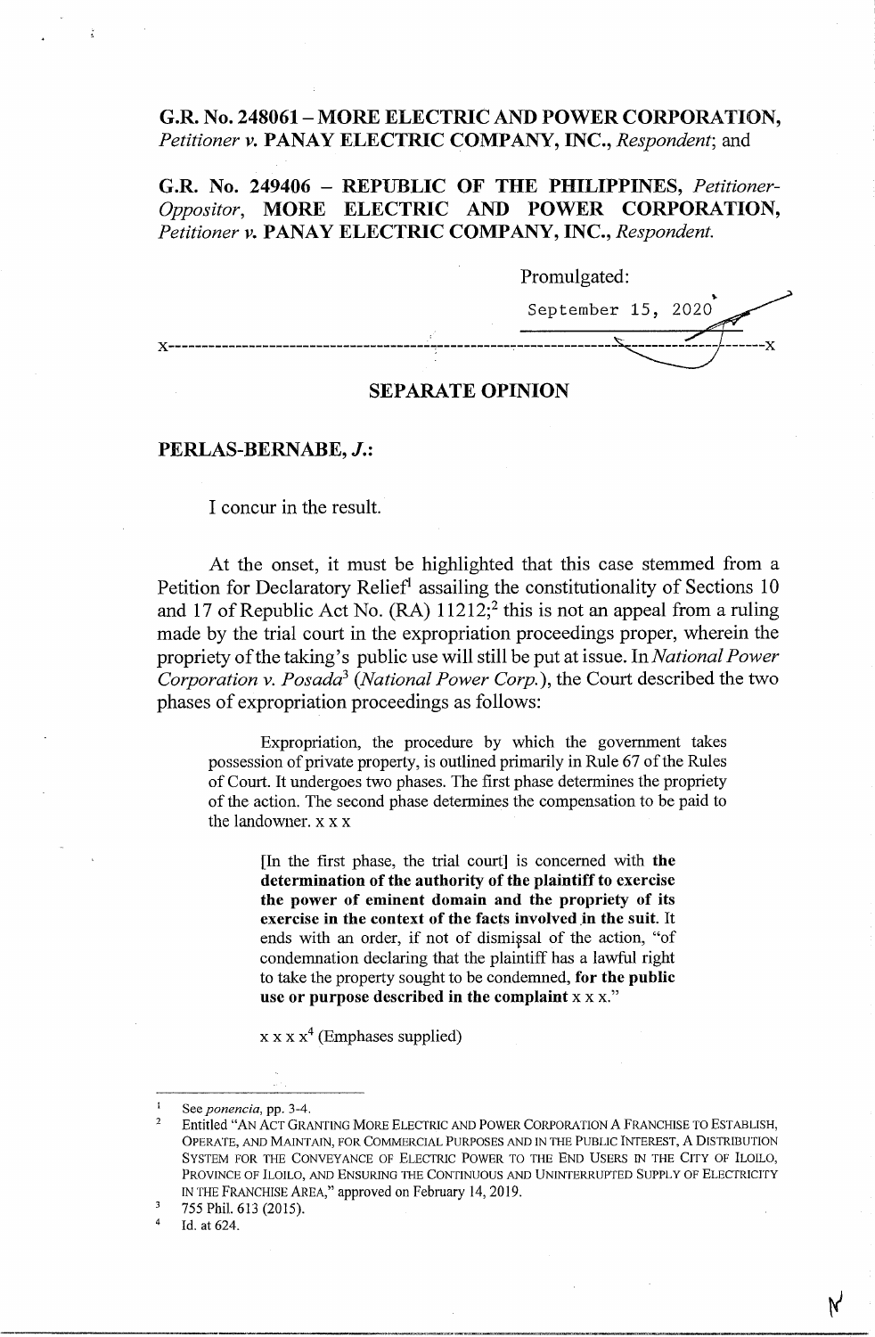**G.R. No. 248061 – MORE ELECTRIC AND POWER CORPORATION,** *Petitioner v.* **PANAY ELECTRIC COMPANY, INC.,** *Respondent*; and

**G.R. No. 249406 – REPUBLIC OF THE PHILIPPINES,** *Petitioner-Oppositor*, **MORE ELECTRIC AND POWER CORPORATION,** *Petitioner v.* **PANAY ELECTRIC COMPANY, INC.,** *Respondent.*

Promulgated:

September 15, 2020

x-----------------------------------------------------------------------------------x

## SEPARATE OPINION

**PERLAS-BERNABE, *J.*:**

I concur in the result.

At the onset, it must be highlighted that this case stemmed from a Petition for Declaratory Relief[1] assailing the constitutionality of Sections 10 and 17 of Republic Act No. (RA) 11212;[2] this is not an appeal from a ruling made by the trial court in the expropriation proceedings proper, wherein the propriety of the taking's public use will still be put at issue. In *National Power Corporation v. Posada*[3] (*National Power Corp.*), the Court described the two phases of expropriation proceedings as follows:

> Expropriation, the procedure by which the government takes possession of private property, is outlined primarily in Rule 67 of the Rules of Court. It undergoes two phases. The first phase determines the propriety of the action. The second phase determines the compensation to be paid to the landowner. x x x
>
> > [In the first phase, the trial court] is concerned with **the determination of the authority of the plaintiff to exercise the power of eminent domain and the propriety of its exercise in the context of the facts involved in the suit.** It ends with an order, if not of dismissal of the action, "of condemnation declaring that the plaintiff has a lawful right to take the property sought to be condemned, **for the public use or purpose described in the complaint** x x x."
>
> x x x x[4] (Emphases supplied)

---

[1] See *ponencia*, pp. 3-4.

[2] Entitled "AN ACT GRANTING MORE ELECTRIC AND POWER CORPORATION A FRANCHISE TO ESTABLISH, OPERATE, AND MAINTAIN, FOR COMMERCIAL PURPOSES AND IN THE PUBLIC INTEREST, A DISTRIBUTION SYSTEM FOR THE CONVEYANCE OF ELECTRIC POWER TO THE END USERS IN THE CITY OF ILOILO, PROVINCE OF ILOILO, AND ENSURING THE CONTINUOUS AND UNINTERRUPTED SUPPLY OF ELECTRICITY IN THE FRANCHISE AREA," approved on February 14, 2019.

[3] 755 Phil. 613 (2015).

[4] Id. at 624.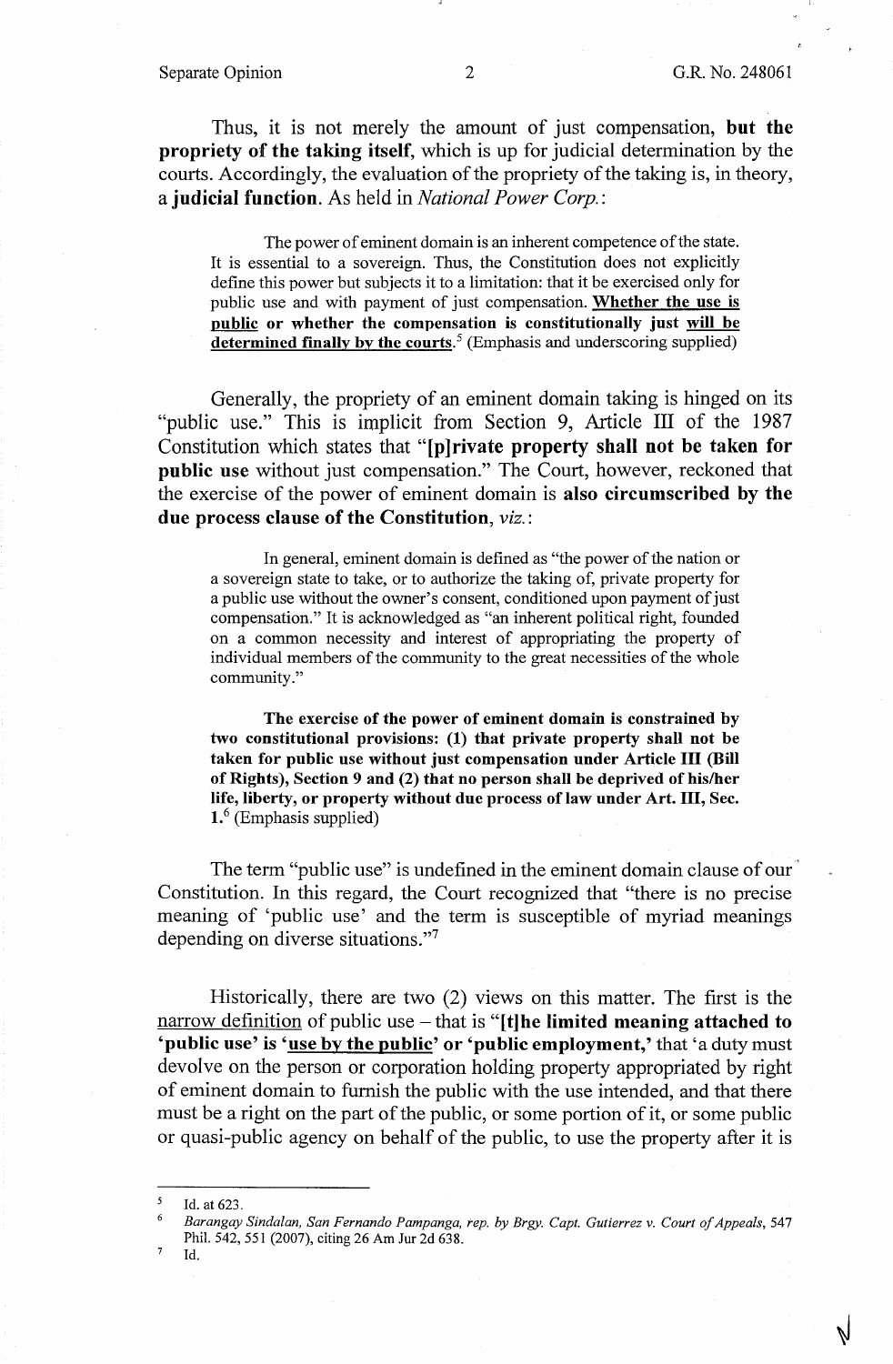Thus, it is not merely the amount of just compensation, **but the propriety of the taking itself**, which is up for judicial determination by the courts. Accordingly, the evaluation of the propriety of the taking is, in theory, a **judicial function**. As held in *National Power Corp.*:

> The power of eminent domain is an inherent competence of the state. It is essential to a sovereign. Thus, the Constitution does not explicitly define this power but subjects it to a limitation: that it be exercised only for public use and with payment of just compensation. **<u>Whether the use is public</u> or whether the compensation is constitutionally just <u>will be determined finally by the courts</u>**.[5] (Emphasis and underscoring supplied)

Generally, the propriety of an eminent domain taking is hinged on its "public use." This is implicit from Section 9, Article III of the 1987 Constitution which states that "**[p]rivate property shall not be taken for public use** without just compensation." The Court, however, reckoned that the exercise of the power of eminent domain is **also circumscribed by the due process clause of the Constitution**, *viz.*:

> In general, eminent domain is defined as "the power of the nation or a sovereign state to take, or to authorize the taking of, private property for a public use without the owner's consent, conditioned upon payment of just compensation." It is acknowledged as "an inherent political right, founded on a common necessity and interest of appropriating the property of individual members of the community to the great necessities of the whole community."
>
> **The exercise of the power of eminent domain is constrained by two constitutional provisions: (1) that private property shall not be taken for public use without just compensation under Article III (Bill of Rights), Section 9 and (2) that no person shall be deprived of his/her life, liberty, or property without due process of law under Art. III, Sec. 1.**[6] (Emphasis supplied)

The term "public use" is undefined in the eminent domain clause of our Constitution. In this regard, the Court recognized that "there is no precise meaning of 'public use' and the term is susceptible of myriad meanings depending on diverse situations."[7]

Historically, there are two (2) views on this matter. The first is the <u>narrow definition</u> of public use – that is "**[t]he limited meaning attached to 'public use' is '<u>use by the public</u>' or 'public employment,'** that 'a duty must devolve on the person or corporation holding property appropriated by right of eminent domain to furnish the public with the use intended, and that there must be a right on the part of the public, or some portion of it, or some public or quasi-public agency on behalf of the public, to use the property after it is

---

[5] Id. at 623.

[6] *Barangay Sindalan, San Fernando Pampanga, rep. by Brgy. Capt. Gutierrez v. Court of Appeals*, 547 Phil. 542, 551 (2007), citing 26 Am Jur 2d 638.

[7] Id.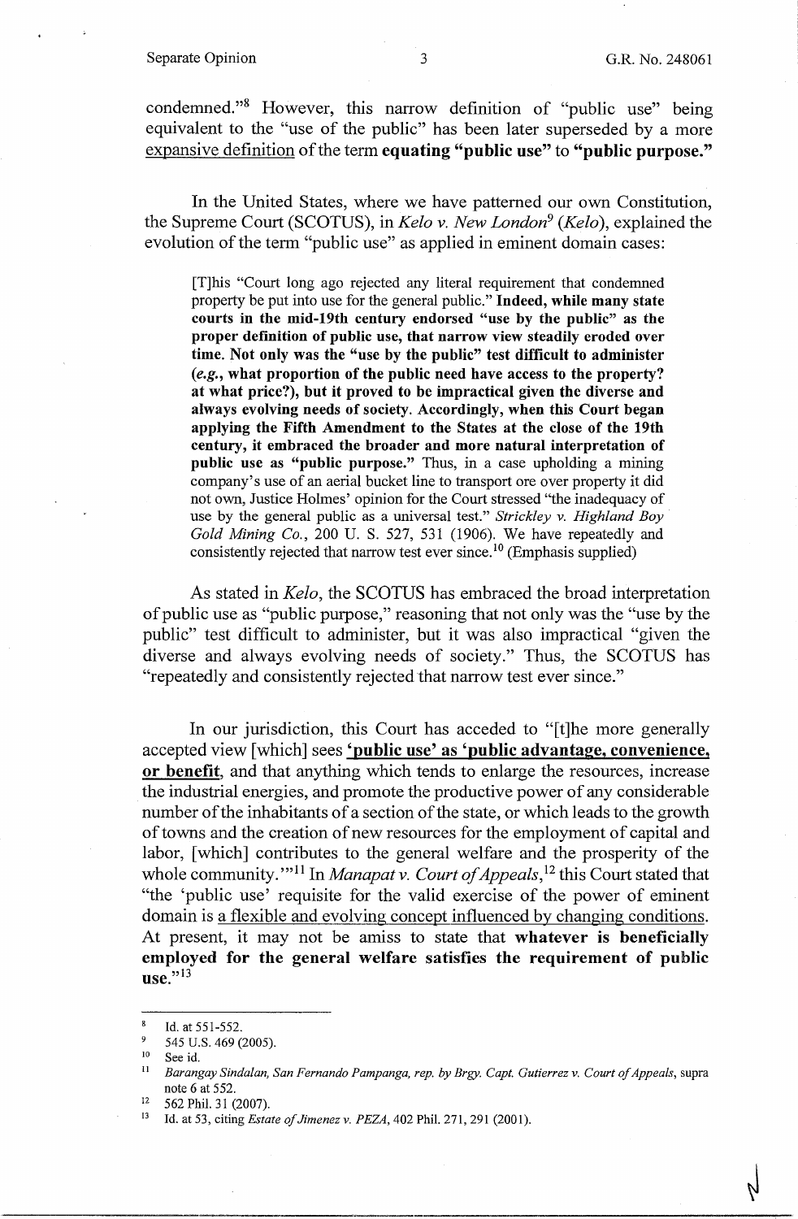condemned."[8] However, this narrow definition of "public use" being equivalent to the "use of the public" has been later superseded by a more expansive definition of the term **equating "public use"** to **"public purpose."**

In the United States, where we have patterned our own Constitution, the Supreme Court (SCOTUS), in *Kelo v. New London*[9] (*Kelo*), explained the evolution of the term "public use" as applied in eminent domain cases:

> [T]his "Court long ago rejected any literal requirement that condemned property be put into use for the general public." **Indeed, while many state courts in the mid-19th century endorsed "use by the public" as the proper definition of public use, that narrow view steadily eroded over time. Not only was the "use by the public" test difficult to administer (*e.g.*, what proportion of the public need have access to the property? at what price?), but it proved to be impractical given the diverse and always evolving needs of society. Accordingly, when this Court began applying the Fifth Amendment to the States at the close of the 19th century, it embraced the broader and more natural interpretation of public use as "public purpose."** Thus, in a case upholding a mining company's use of an aerial bucket line to transport ore over property it did not own, Justice Holmes' opinion for the Court stressed "the inadequacy of use by the general public as a universal test." *Strickley v. Highland Boy Gold Mining Co.*, 200 U. S. 527, 531 (1906). We have repeatedly and consistently rejected that narrow test ever since.[10] (Emphasis supplied)

As stated in *Kelo*, the SCOTUS has embraced the broad interpretation of public use as "public purpose," reasoning that not only was the "use by the public" test difficult to administer, but it was also impractical "given the diverse and always evolving needs of society." Thus, the SCOTUS has "repeatedly and consistently rejected that narrow test ever since."

In our jurisdiction, this Court has acceded to "[t]he more generally accepted view [which] sees **'public use' as 'public advantage, convenience, or benefit**, and that anything which tends to enlarge the resources, increase the industrial energies, and promote the productive power of any considerable number of the inhabitants of a section of the state, or which leads to the growth of towns and the creation of new resources for the employment of capital and labor, [which] contributes to the general welfare and the prosperity of the whole community.'"[11] In *Manapat v. Court of Appeals*,[12] this Court stated that "the 'public use' requisite for the valid exercise of the power of eminent domain is a flexible and evolving concept influenced by changing conditions. At present, it may not be amiss to state that **whatever is beneficially employed for the general welfare satisfies the requirement of public use.**"[13]

---

[8] Id. at 551-552.

[9] 545 U.S. 469 (2005).

[10] See id.

[11] *Barangay Sindalan, San Fernando Pampanga, rep. by Brgy. Capt. Gutierrez v. Court of Appeals*, supra note 6 at 552.

[12] 562 Phil. 31 (2007).

[13] Id. at 53, citing *Estate of Jimenez v. PEZA*, 402 Phil. 271, 291 (2001).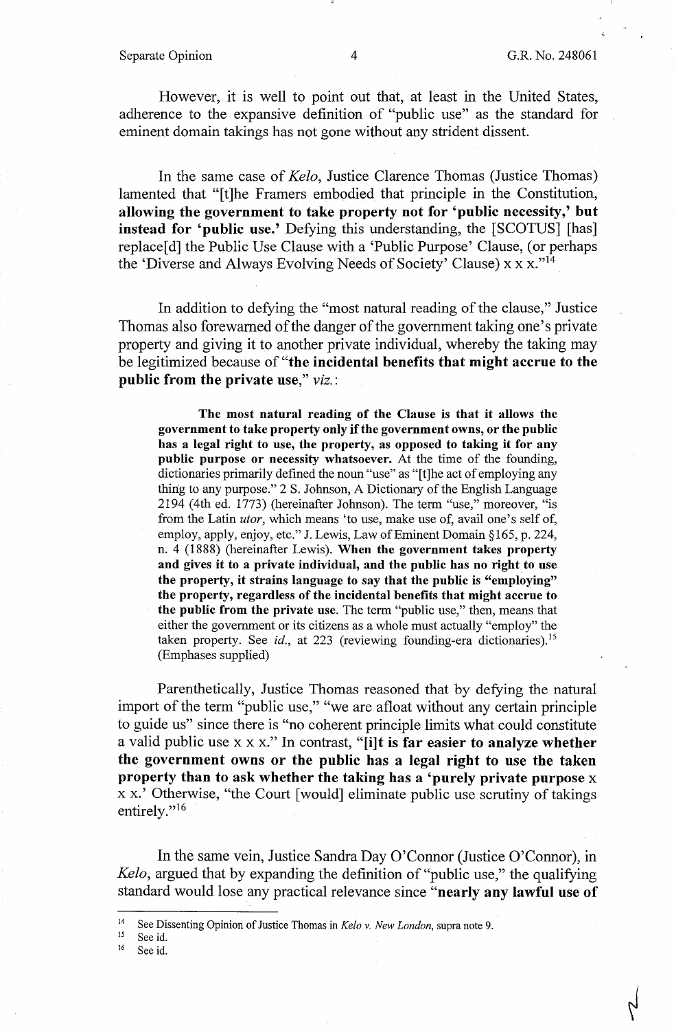However, it is well to point out that, at least in the United States, adherence to the expansive definition of "public use" as the standard for eminent domain takings has not gone without any strident dissent.

In the same case of *Kelo*, Justice Clarence Thomas (Justice Thomas) lamented that "[t]he Framers embodied that principle in the Constitution, **allowing the government to take property not for 'public necessity,' but instead for 'public use.'** Defying this understanding, the [SCOTUS] [has] replace[d] the Public Use Clause with a 'Public Purpose' Clause, (or perhaps the 'Diverse and Always Evolving Needs of Society' Clause) x x x."[14]

In addition to defying the "most natural reading of the clause," Justice Thomas also forewarned of the danger of the government taking one's private property and giving it to another private individual, whereby the taking may be legitimized because of "**the incidental benefits that might accrue to the public from the private use**," *viz.*:

> **The most natural reading of the Clause is that it allows the government to take property only if the government owns, or the public has a legal right to use, the property, as opposed to taking it for any public purpose or necessity whatsoever.** At the time of the founding, dictionaries primarily defined the noun "use" as "[t]he act of employing any thing to any purpose." 2 S. Johnson, A Dictionary of the English Language 2194 (4th ed. 1773) (hereinafter Johnson). The term "use," moreover, "is from the Latin *utor*, which means 'to use, make use of, avail one's self of, employ, apply, enjoy, etc." J. Lewis, Law of Eminent Domain §165, p. 224, n. 4 (1888) (hereinafter Lewis). **When the government takes property and gives it to a private individual, and the public has no right to use the property, it strains language to say that the public is "employing" the property, regardless of the incidental benefits that might accrue to the public from the private use.** The term "public use," then, means that either the government or its citizens as a whole must actually "employ" the taken property. See *id.*, at 223 (reviewing founding-era dictionaries).[15] (Emphases supplied)

Parenthetically, Justice Thomas reasoned that by defying the natural import of the term "public use," "we are afloat without any certain principle to guide us" since there is "no coherent principle limits what could constitute a valid public use x x x." In contrast, "**[i]t is far easier to analyze whether the government owns or the public has a legal right to use the taken property than to ask whether the taking has a 'purely private purpose** x x x.' Otherwise, "the Court [would] eliminate public use scrutiny of takings entirely."[16]

In the same vein, Justice Sandra Day O'Connor (Justice O'Connor), in *Kelo*, argued that by expanding the definition of "public use," the qualifying standard would lose any practical relevance since "**nearly any lawful use of**

---

[14] See Dissenting Opinion of Justice Thomas in *Kelo v. New London*, supra note 9.

[15] See id.

[16] See id.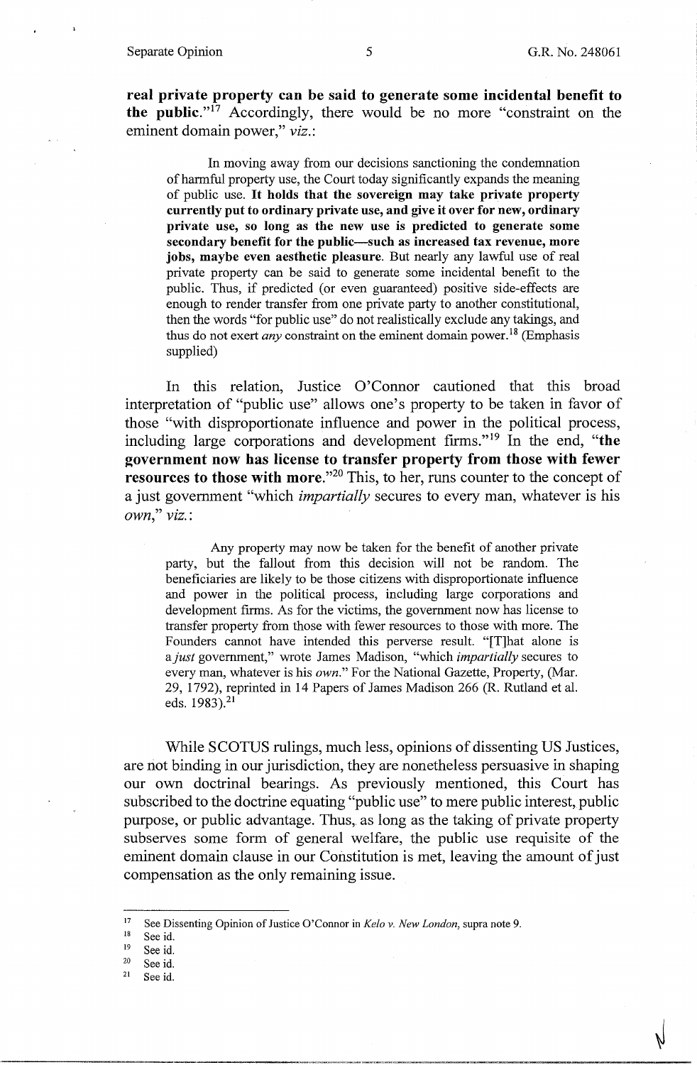**real private property can be said to generate some incidental benefit to the public.**"[17] Accordingly, there would be no more "constraint on the eminent domain power," *viz.*:

> In moving away from our decisions sanctioning the condemnation of harmful property use, the Court today significantly expands the meaning of public use. **It holds that the sovereign may take private property currently put to ordinary private use, and give it over for new, ordinary private use, so long as the new use is predicted to generate some secondary benefit for the public—such as increased tax revenue, more jobs, maybe even aesthetic pleasure**. But nearly any lawful use of real private property can be said to generate some incidental benefit to the public. Thus, if predicted (or even guaranteed) positive side-effects are enough to render transfer from one private party to another constitutional, then the words "for public use" do not realistically exclude any takings, and thus do not exert *any* constraint on the eminent domain power.[18] (Emphasis supplied)

In this relation, Justice O'Connor cautioned that this broad interpretation of "public use" allows one's property to be taken in favor of those "with disproportionate influence and power in the political process, including large corporations and development firms."[19] In the end, "**the government now has license to transfer property from those with fewer resources to those with more**."[20] This, to her, runs counter to the concept of a just government "which *impartially* secures to every man, whatever is his *own*," *viz.*:

> Any property may now be taken for the benefit of another private party, but the fallout from this decision will not be random. The beneficiaries are likely to be those citizens with disproportionate influence and power in the political process, including large corporations and development firms. As for the victims, the government now has license to transfer property from those with fewer resources to those with more. The Founders cannot have intended this perverse result. "[T]hat alone is a *just* government," wrote James Madison, "which *impartially* secures to every man, whatever is his *own*." For the National Gazette, Property, (Mar. 29, 1792), reprinted in 14 Papers of James Madison 266 (R. Rutland et al. eds. 1983).[21]

While SCOTUS rulings, much less, opinions of dissenting US Justices, are not binding in our jurisdiction, they are nonetheless persuasive in shaping our own doctrinal bearings. As previously mentioned, this Court has subscribed to the doctrine equating "public use" to mere public interest, public purpose, or public advantage. Thus, as long as the taking of private property subserves some form of general welfare, the public use requisite of the eminent domain clause in our Constitution is met, leaving the amount of just compensation as the only remaining issue.

---

[17] See Dissenting Opinion of Justice O'Connor in *Kelo v. New London*, supra note 9.
[18] See id.
[19] See id.
[20] See id.
[21] See id.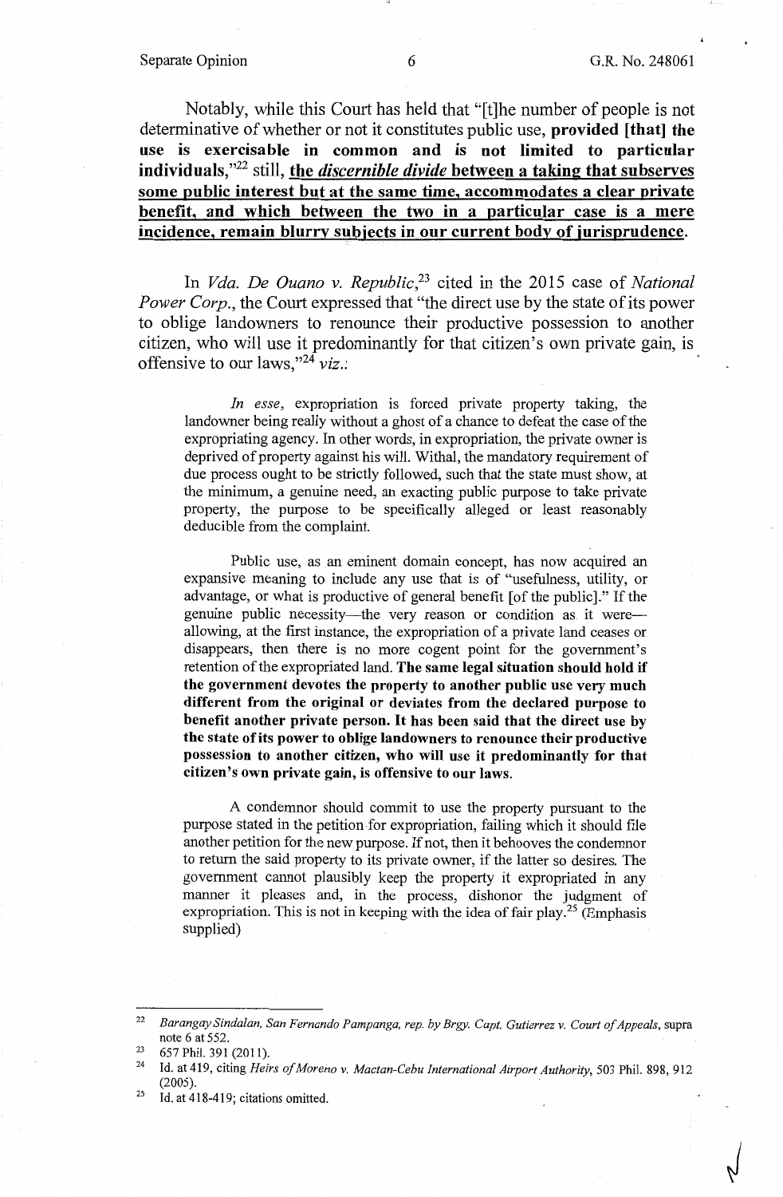Notably, while this Court has held that "[t]he number of people is not determinative of whether or not it constitutes public use, **provided [that] the use is exercisable in common and is not limited to particular individuals,**"[22] still, **the *discernible divide* between a taking that subserves some public interest but at the same time, accommodates a clear private benefit, and which between the two in a particular case is a mere incidence, remain blurry subjects in our current body of jurisprudence.**

In *Vda. De Ouano v. Republic*,[23] cited in the 2015 case of *National Power Corp.*, the Court expressed that "the direct use by the state of its power to oblige landowners to renounce their productive possession to another citizen, who will use it predominantly for that citizen's own private gain, is offensive to our laws,"[24] *viz.*:

> *In esse*, expropriation is forced private property taking, the landowner being really without a ghost of a chance to defeat the case of the expropriating agency. In other words, in expropriation, the private owner is deprived of property against his will. Withal, the mandatory requirement of due process ought to be strictly followed, such that the state must show, at the minimum, a genuine need, an exacting public purpose to take private property, the purpose to be specifically alleged or least reasonably deducible from the complaint.
>
> Public use, as an eminent domain concept, has now acquired an expansive meaning to include any use that is of "usefulness, utility, or advantage, or what is productive of general benefit [of the public]." If the genuine public necessity—the very reason or condition as it were—allowing, at the first instance, the expropriation of a private land ceases or disappears, then there is no more cogent point for the government's retention of the expropriated land. **The same legal situation should hold if the government devotes the property to another public use very much different from the original or deviates from the declared purpose to benefit another private person. It has been said that the direct use by the state of its power to oblige landowners to renounce their productive possession to another citizen, who will use it predominantly for that citizen's own private gain, is offensive to our laws.**
>
> A condemnor should commit to use the property pursuant to the purpose stated in the petition for expropriation, failing which it should file another petition for the new purpose. If not, then it behooves the condemnor to return the said property to its private owner, if the latter so desires. The government cannot plausibly keep the property it expropriated in any manner it pleases and, in the process, dishonor the judgment of expropriation. This is not in keeping with the idea of fair play.[25] (Emphasis supplied)

---

[22] *Barangay Sindalan, San Fernando Pampanga, rep. by Brgy. Capt. Gutierrez v. Court of Appeals*, supra note 6 at 552.

[23] 657 Phil. 391 (2011).

[24] Id. at 419, citing *Heirs of Moreno v. Mactan-Cebu International Airport Authority*, 503 Phil. 898, 912 (2005).

[25] Id. at 418-419; citations omitted.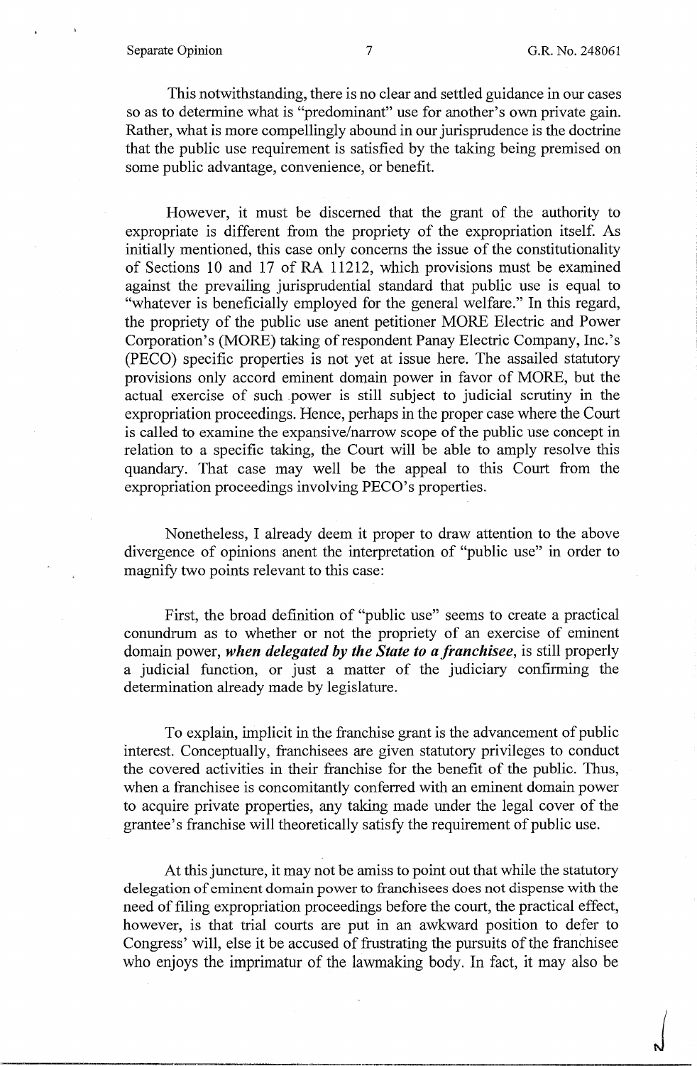This notwithstanding, there is no clear and settled guidance in our cases so as to determine what is "predominant" use for another's own private gain. Rather, what is more compellingly abound in our jurisprudence is the doctrine that the public use requirement is satisfied by the taking being premised on some public advantage, convenience, or benefit.

However, it must be discerned that the grant of the authority to expropriate is different from the propriety of the expropriation itself. As initially mentioned, this case only concerns the issue of the constitutionality of Sections 10 and 17 of RA 11212, which provisions must be examined against the prevailing jurisprudential standard that public use is equal to "whatever is beneficially employed for the general welfare." In this regard, the propriety of the public use anent petitioner MORE Electric and Power Corporation's (MORE) taking of respondent Panay Electric Company, Inc.'s (PECO) specific properties is not yet at issue here. The assailed statutory provisions only accord eminent domain power in favor of MORE, but the actual exercise of such power is still subject to judicial scrutiny in the expropriation proceedings. Hence, perhaps in the proper case where the Court is called to examine the expansive/narrow scope of the public use concept in relation to a specific taking, the Court will be able to amply resolve this quandary. That case may well be the appeal to this Court from the expropriation proceedings involving PECO's properties.

Nonetheless, I already deem it proper to draw attention to the above divergence of opinions anent the interpretation of "public use" in order to magnify two points relevant to this case:

First, the broad definition of "public use" seems to create a practical conundrum as to whether or not the propriety of an exercise of eminent domain power, ***when delegated by the State to a franchisee***, is still properly a judicial function, or just a matter of the judiciary confirming the determination already made by legislature.

To explain, implicit in the franchise grant is the advancement of public interest. Conceptually, franchisees are given statutory privileges to conduct the covered activities in their franchise for the benefit of the public. Thus, when a franchisee is concomitantly conferred with an eminent domain power to acquire private properties, any taking made under the legal cover of the grantee's franchise will theoretically satisfy the requirement of public use.

At this juncture, it may not be amiss to point out that while the statutory delegation of eminent domain power to franchisees does not dispense with the need of filing expropriation proceedings before the court, the practical effect, however, is that trial courts are put in an awkward position to defer to Congress' will, else it be accused of frustrating the pursuits of the franchisee who enjoys the imprimatur of the lawmaking body. In fact, it may also be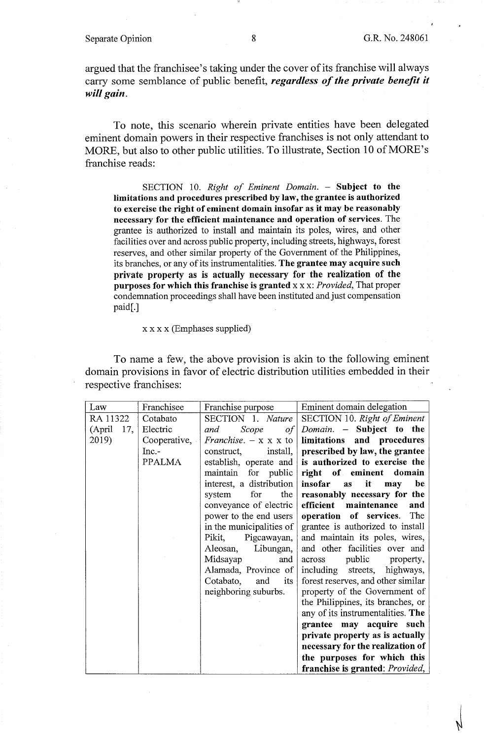argued that the franchisee's taking under the cover of its franchise will always carry some semblance of public benefit, ***regardless of the private benefit it will gain***.

To note, this scenario wherein private entities have been delegated eminent domain powers in their respective franchises is not only attendant to MORE, but also to other public utilities. To illustrate, Section 10 of MORE's franchise reads:

> SECTION 10. *Right of Eminent Domain*. – **Subject to the limitations and procedures prescribed by law, the grantee is authorized to exercise the right of eminent domain insofar as it may be reasonably necessary for the efficient maintenance and operation of services.** The grantee is authorized to install and maintain its poles, wires, and other facilities over and across public property, including streets, highways, forest reserves, and other similar property of the Government of the Philippines, its branches, or any of its instrumentalities. **The grantee may acquire such private property as is actually necessary for the realization of the purposes for which this franchise is granted** x x x: *Provided*, That proper condemnation proceedings shall have been instituted and just compensation paid[.]
>
> x x x x (Emphases supplied)

To name a few, the above provision is akin to the following eminent domain provisions in favor of electric distribution utilities embedded in their respective franchises:

| Law | Franchisee | Franchise purpose | Eminent domain delegation |
|---|---|---|---|
| RA 11322 (April 17, 2019) | Cotabato Electric Cooperative, Inc.- PPALMA | SECTION 1. *Nature and Scope of Franchise*. – x x x to construct, install, establish, operate and maintain for public interest, a distribution system for the conveyance of electric power to the end users in the municipalities of Pikit, Pigcawayan, Aleosan, Libungan, Midsayap and Alamada, Province of Cotabato, and its neighboring suburbs. | SECTION 10. *Right of Eminent Domain*. – **Subject to the limitations and procedures prescribed by law, the grantee is authorized to exercise the right of eminent domain insofar as it may be reasonably necessary for the efficient maintenance and operation of services.** The grantee is authorized to install and maintain its poles, wires, and other facilities over and across public property, including streets, highways, forest reserves, and other similar property of the Government of the Philippines, its branches, or any of its instrumentalities. **The grantee may acquire such private property as is actually necessary for the realization of the purposes for which this franchise is granted**: *Provided*, |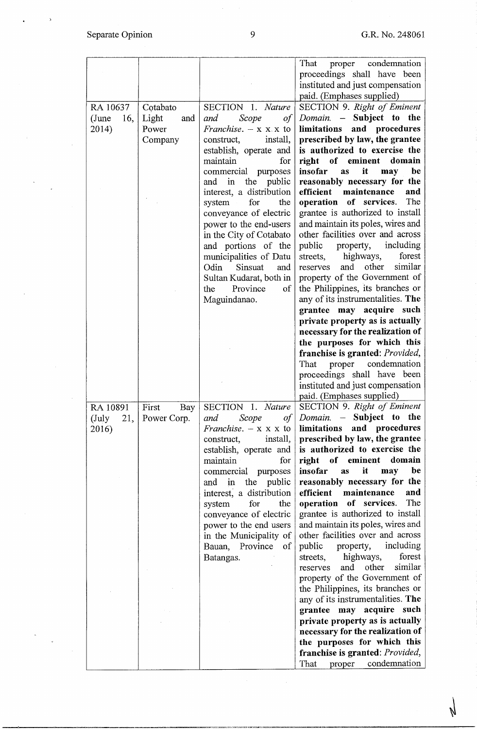| | | | That proper condemnation proceedings shall have been instituted and just compensation paid. (Emphases supplied) |
|---|---|---|---|
| RA 10637 (June 16, 2014) | Cotabato Light and Power Company | SECTION 1. *Nature and Scope of Franchise*. – x x x to construct, install, establish, operate and maintain for commercial purposes and in the public interest, a distribution system for the conveyance of electric power to the end-users in the City of Cotabato and portions of the municipalities of Datu Odin Sinsuat and Sultan Kudarat, both in the Province of Maguindanao. | SECTION 9. *Right of Eminent Domain*. – **Subject to the limitations and procedures prescribed by law, the grantee is authorized to exercise the right of eminent domain insofar as it may be reasonably necessary for the efficient maintenance and operation of services.** The grantee is authorized to install and maintain its poles, wires and other facilities over and across public property, including streets, highways, forest reserves and other similar property of the Government of the Philippines, its branches or any of its instrumentalities. **The grantee may acquire such private property as is actually necessary for the realization of the purposes for which this franchise is granted**: *Provided*, That proper condemnation proceedings shall have been instituted and just compensation paid. (Emphases supplied) |
| RA 10891 (July 21, 2016) | First Bay Power Corp. | SECTION 1. *Nature and Scope of Franchise*. – x x x to construct, install, establish, operate and maintain for commercial purposes and in the public interest, a distribution system for the conveyance of electric power to the end users in the Municipality of Bauan, Province of Batangas. | SECTION 9. *Right of Eminent Domain*. – **Subject to the limitations and procedures prescribed by law, the grantee is authorized to exercise the right of eminent domain insofar as it may be reasonably necessary for the efficient maintenance and operation of services.** The grantee is authorized to install and maintain its poles, wires and other facilities over and across public property, including streets, highways, forest reserves and other similar property of the Government of the Philippines, its branches or any of its instrumentalities. **The grantee may acquire such private property as is actually necessary for the realization of the purposes for which this franchise is granted**: *Provided*, That proper condemnation |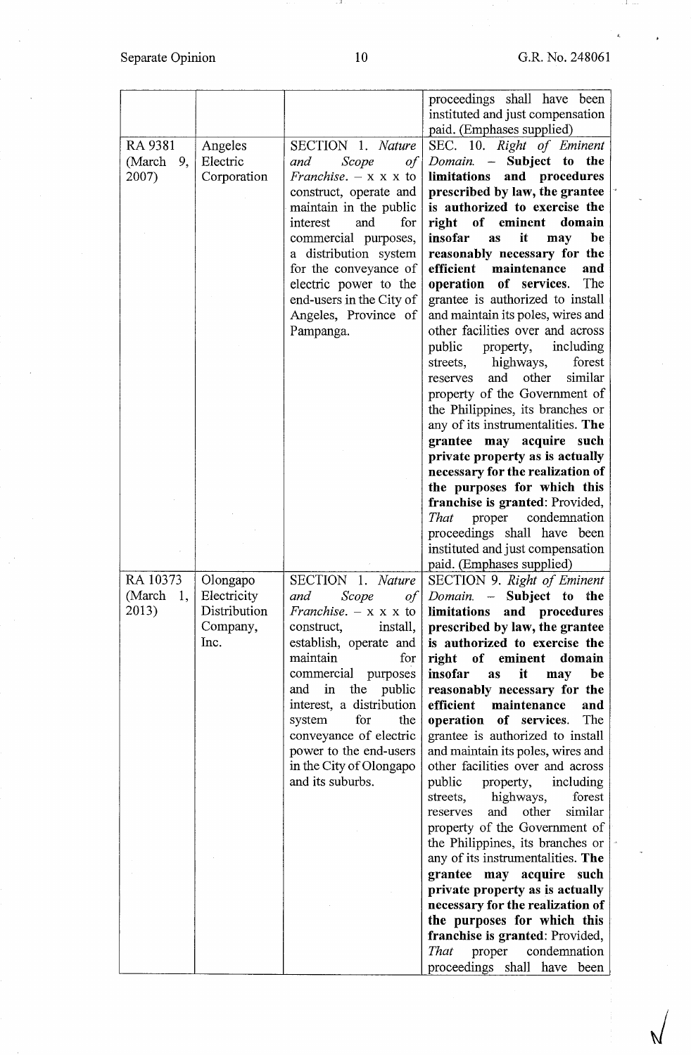| | | | proceedings shall have been instituted and just compensation paid. (Emphases supplied) |
|---|---|---|---|
| RA 9381 (March 9, 2007) | Angeles Electric Corporation | SECTION 1. *Nature and Scope of Franchise.* – x x x to construct, operate and maintain in the public interest and for commercial purposes, a distribution system for the conveyance of electric power to the end-users in the City of Angeles, Province of Pampanga. | SEC. 10. *Right of Eminent Domain.* – **Subject to the limitations and procedures prescribed by law, the grantee is authorized to exercise the right of eminent domain insofar as it may be reasonably necessary for the efficient maintenance and operation of services.** The grantee is authorized to install and maintain its poles, wires and other facilities over and across public property, including streets, highways, forest reserves and other similar property of the Government of the Philippines, its branches or any of its instrumentalities. **The grantee may acquire such private property as is actually necessary for the realization of the purposes for which this franchise is granted**: Provided, *That* proper condemnation proceedings shall have been instituted and just compensation paid. (Emphases supplied) |
| RA 10373 (March 1, 2013) | Olongapo Electricity Distribution Company, Inc. | SECTION 1. *Nature and Scope of Franchise.* – x x x to construct, install, establish, operate and maintain for commercial purposes and in the public interest, a distribution system for the conveyance of electric power to the end-users in the City of Olongapo and its suburbs. | SECTION 9. *Right of Eminent Domain.* – **Subject to the limitations and procedures prescribed by law, the grantee is authorized to exercise the right of eminent domain insofar as it may be reasonably necessary for the efficient maintenance and operation of services.** The grantee is authorized to install and maintain its poles, wires and other facilities over and across public property, including streets, highways, forest reserves and other similar property of the Government of the Philippines, its branches or any of its instrumentalities. **The grantee may acquire such private property as is actually necessary for the realization of the purposes for which this franchise is granted**: Provided, *That* proper condemnation proceedings shall have been |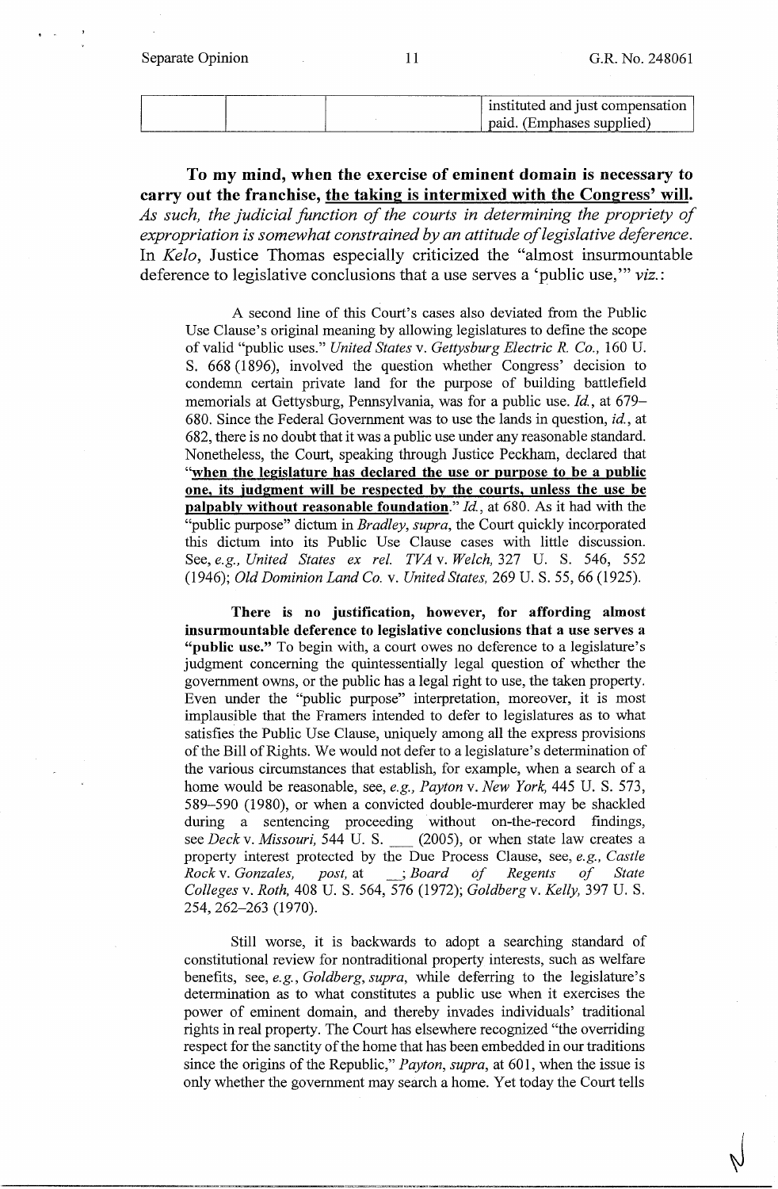| | | | instituted and just compensation paid. (Emphases supplied) |
|---|---|---|---|

**To my mind, when the exercise of eminent domain is necessary to carry out the franchise, <u>the taking is intermixed with the Congress' will</u>.** *As such, the judicial function of the courts in determining the propriety of expropriation is somewhat constrained by an attitude of legislative deference.* In *Kelo*, Justice Thomas especially criticized the "almost insurmountable deference to legislative conclusions that a use serves a 'public use,'" *viz.*:

> A second line of this Court's cases also deviated from the Public Use Clause's original meaning by allowing legislatures to define the scope of valid "public uses." *United States* v. *Gettysburg Electric R. Co.*, 160 U. S. 668 (1896), involved the question whether Congress' decision to condemn certain private land for the purpose of building battlefield memorials at Gettysburg, Pennsylvania, was for a public use. *Id.*, at 679–680. Since the Federal Government was to use the lands in question, *id.*, at 682, there is no doubt that it was a public use under any reasonable standard. Nonetheless, the Court, speaking through Justice Peckham, declared that "**<u>when the legislature has declared the use or purpose to be a public one, its judgment will be respected by the courts, unless the use be palpably without reasonable foundation</u>**." *Id.*, at 680. As it had with the "public purpose" dictum in *Bradley*, *supra*, the Court quickly incorporated this dictum into its Public Use Clause cases with little discussion. See, *e.g.*, *United States ex rel. TVA* v. *Welch*, 327 U. S. 546, 552 (1946); *Old Dominion Land Co.* v. *United States*, 269 U. S. 55, 66 (1925).
>
> **There is no justification, however, for affording almost insurmountable deference to legislative conclusions that a use serves a "public use."** To begin with, a court owes no deference to a legislature's judgment concerning the quintessentially legal question of whether the government owns, or the public has a legal right to use, the taken property. Even under the "public purpose" interpretation, moreover, it is most implausible that the Framers intended to defer to legislatures as to what satisfies the Public Use Clause, uniquely among all the express provisions of the Bill of Rights. We would not defer to a legislature's determination of the various circumstances that establish, for example, when a search of a home would be reasonable, see, *e.g.*, *Payton* v. *New York*, 445 U. S. 573, 589–590 (1980), or when a convicted double-murderer may be shackled during a sentencing proceeding without on-the-record findings, see *Deck* v. *Missouri*, 544 U. S. ___ (2005), or when state law creates a property interest protected by the Due Process Clause, see, *e.g.*, *Castle Rock* v. *Gonzales*, *post*, at ___; *Board of Regents of State Colleges* v. *Roth*, 408 U. S. 564, 576 (1972); *Goldberg* v. *Kelly*, 397 U. S. 254, 262–263 (1970).
>
> Still worse, it is backwards to adopt a searching standard of constitutional review for nontraditional property interests, such as welfare benefits, see, *e.g.*, *Goldberg*, *supra*, while deferring to the legislature's determination as to what constitutes a public use when it exercises the power of eminent domain, and thereby invades individuals' traditional rights in real property. The Court has elsewhere recognized "the overriding respect for the sanctity of the home that has been embedded in our traditions since the origins of the Republic," *Payton*, *supra*, at 601, when the issue is only whether the government may search a home. Yet today the Court tells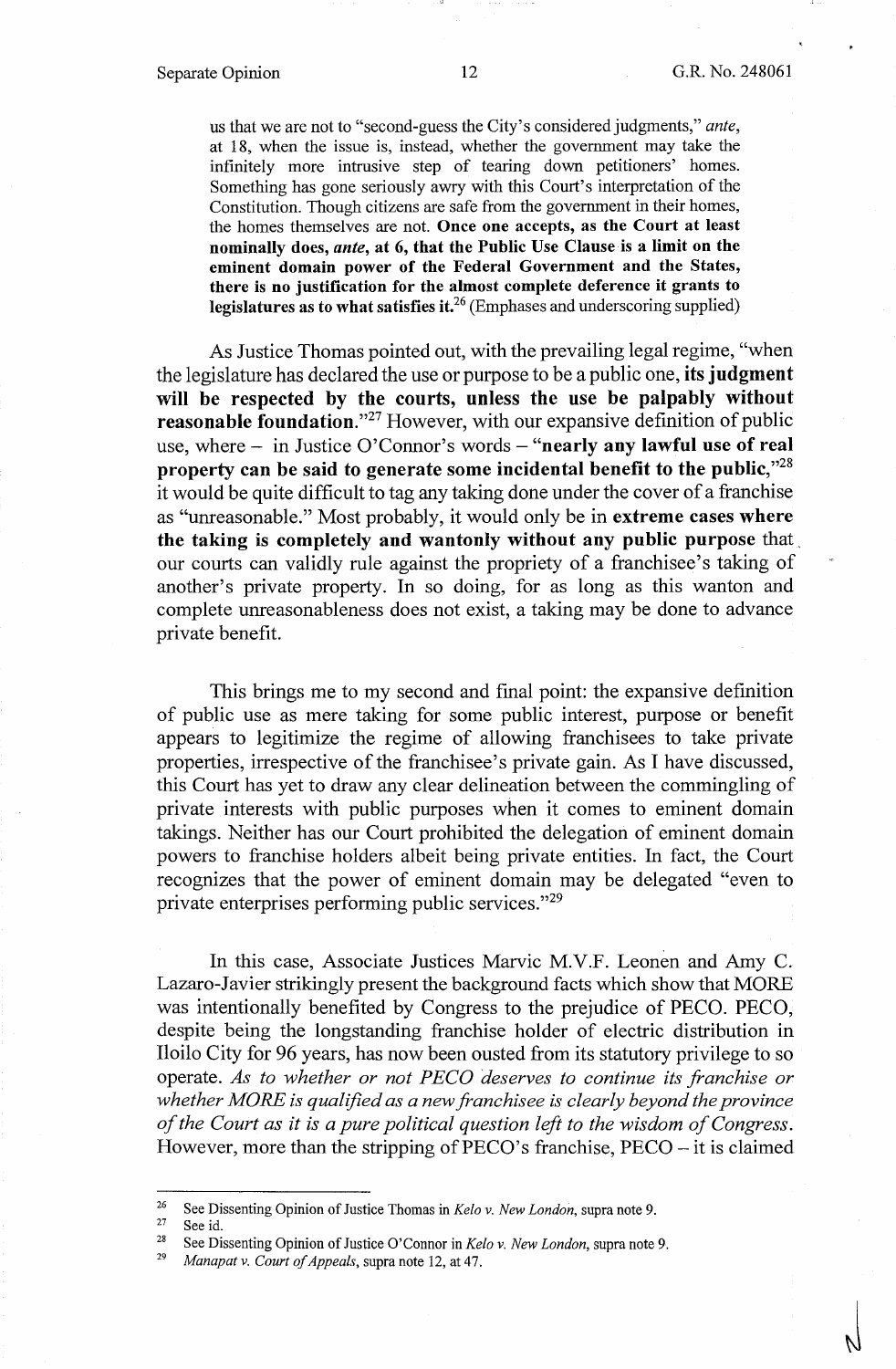> us that we are not to "second-guess the City's considered judgments," *ante*, at 18, when the issue is, instead, whether the government may take the infinitely more intrusive step of tearing down petitioners' homes. Something has gone seriously awry with this Court's interpretation of the Constitution. Though citizens are safe from the government in their homes, the homes themselves are not. **Once one accepts, as the Court at least nominally does, *ante*, at 6, that the Public Use Clause is a limit on the eminent domain power of the Federal Government and the States, there is no justification for the almost complete deference it grants to legislatures as to what satisfies it.**[26] (Emphases and underscoring supplied)

As Justice Thomas pointed out, with the prevailing legal regime, "when the legislature has declared the use or purpose to be a public one, **its judgment will be respected by the courts, unless the use be palpably without reasonable foundation.**"[27] However, with our expansive definition of public use, where – in Justice O'Connor's words – "**nearly any lawful use of real property can be said to generate some incidental benefit to the public,**"[28] it would be quite difficult to tag any taking done under the cover of a franchise as "unreasonable." Most probably, it would only be in **extreme cases where the taking is completely and wantonly without any public purpose** that our courts can validly rule against the propriety of a franchisee's taking of another's private property. In so doing, for as long as this wanton and complete unreasonableness does not exist, a taking may be done to advance private benefit.

This brings me to my second and final point: the expansive definition of public use as mere taking for some public interest, purpose or benefit appears to legitimize the regime of allowing franchisees to take private properties, irrespective of the franchisee's private gain. As I have discussed, this Court has yet to draw any clear delineation between the commingling of private interests with public purposes when it comes to eminent domain takings. Neither has our Court prohibited the delegation of eminent domain powers to franchise holders albeit being private entities. In fact, the Court recognizes that the power of eminent domain may be delegated "even to private enterprises performing public services."[29]

In this case, Associate Justices Marvic M.V.F. Leonen and Amy C. Lazaro-Javier strikingly present the background facts which show that MORE was intentionally benefited by Congress to the prejudice of PECO. PECO, despite being the longstanding franchise holder of electric distribution in Iloilo City for 96 years, has now been ousted from its statutory privilege to so operate. *As to whether or not PECO deserves to continue its franchise or whether MORE is qualified as a new franchisee is clearly beyond the province of the Court as it is a pure political question left to the wisdom of Congress.* However, more than the stripping of PECO's franchise, PECO – it is claimed

---

[26] See Dissenting Opinion of Justice Thomas in *Kelo v. New London*, supra note 9.

[27] See id.

[28] See Dissenting Opinion of Justice O'Connor in *Kelo v. New London*, supra note 9.

[29] *Manapat v. Court of Appeals*, supra note 12, at 47.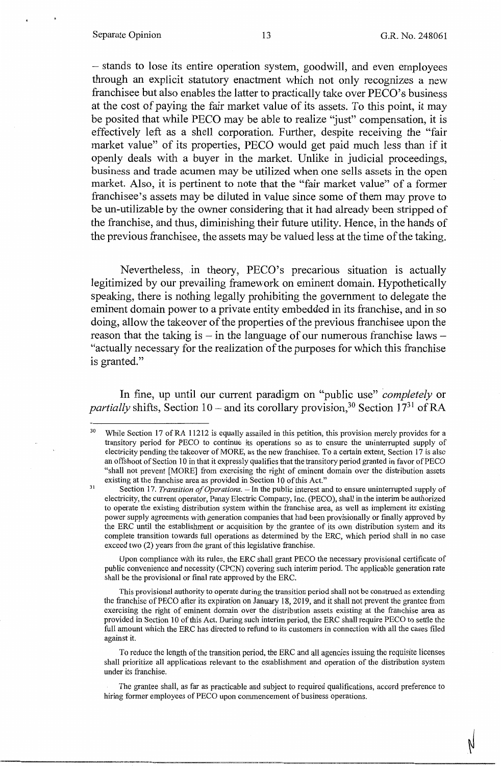– stands to lose its entire operation system, goodwill, and even employees through an explicit statutory enactment which not only recognizes a new franchisee but also enables the latter to practically take over PECO's business at the cost of paying the fair market value of its assets. To this point, it may be posited that while PECO may be able to realize "just" compensation, it is effectively left as a shell corporation. Further, despite receiving the "fair market value" of its properties, PECO would get paid much less than if it openly deals with a buyer in the market. Unlike in judicial proceedings, business and trade acumen may be utilized when one sells assets in the open market. Also, it is pertinent to note that the "fair market value" of a former franchisee's assets may be diluted in value since some of them may prove to be un-utilizable by the owner considering that it had already been stripped of the franchise, and thus, diminishing their future utility. Hence, in the hands of the previous franchisee, the assets may be valued less at the time of the taking.

Nevertheless, in theory, PECO's precarious situation is actually legitimized by our prevailing framework on eminent domain. Hypothetically speaking, there is nothing legally prohibiting the government to delegate the eminent domain power to a private entity embedded in its franchise, and in so doing, allow the takeover of the properties of the previous franchisee upon the reason that the taking is – in the language of our numerous franchise laws – "actually necessary for the realization of the purposes for which this franchise is granted."

In fine, up until our current paradigm on "public use" *completely* or *partially* shifts, Section 10 – and its corollary provision,[30] Section 17[31] of RA

---

[30] While Section 17 of RA 11212 is equally assailed in this petition, this provision merely provides for a transitory period for PECO to continue its operations so as to ensure the uninterrupted supply of electricity pending the takeover of MORE, as the new franchisee. To a certain extent, Section 17 is also an offshoot of Section 10 in that it expressly qualifies that the transitory period granted in favor of PECO "shall not prevent [MORE] from exercising the right of eminent domain over the distribution assets existing at the franchise area as provided in Section 10 of this Act."

[31] Section 17. *Transition of Operations*. – In the public interest and to ensure uninterrupted supply of electricity, the current operator, Panay Electric Company, Inc. (PECO), shall in the interim be authorized to operate the existing distribution system within the franchise area, as well as implement its existing power supply agreements with generation companies that had been provisionally or finally approved by the ERC until the establishment or acquisition by the grantee of its own distribution system and its complete transition towards full operations as determined by the ERC, which period shall in no case exceed two (2) years from the grant of this legislative franchise.

Upon compliance with its rules, the ERC shall grant PECO the necessary provisional certificate of public convenience and necessity (CPCN) covering such interim period. The applicable generation rate shall be the provisional or final rate approved by the ERC.

This provisional authority to operate during the transition period shall not be construed as extending the franchise of PECO after its expiration on January 18, 2019, and it shall not prevent the grantee from exercising the right of eminent domain over the distribution assets existing at the franchise area as provided in Section 10 of this Act. During such interim period, the ERC shall require PECO to settle the full amount which the ERC has directed to refund to its customers in connection with all the cases filed against it.

To reduce the length of the transition period, the ERC and all agencies issuing the requisite licenses shall prioritize all applications relevant to the establishment and operation of the distribution system under its franchise.

The grantee shall, as far as practicable and subject to required qualifications, accord preference to hiring former employees of PECO upon commencement of business operations.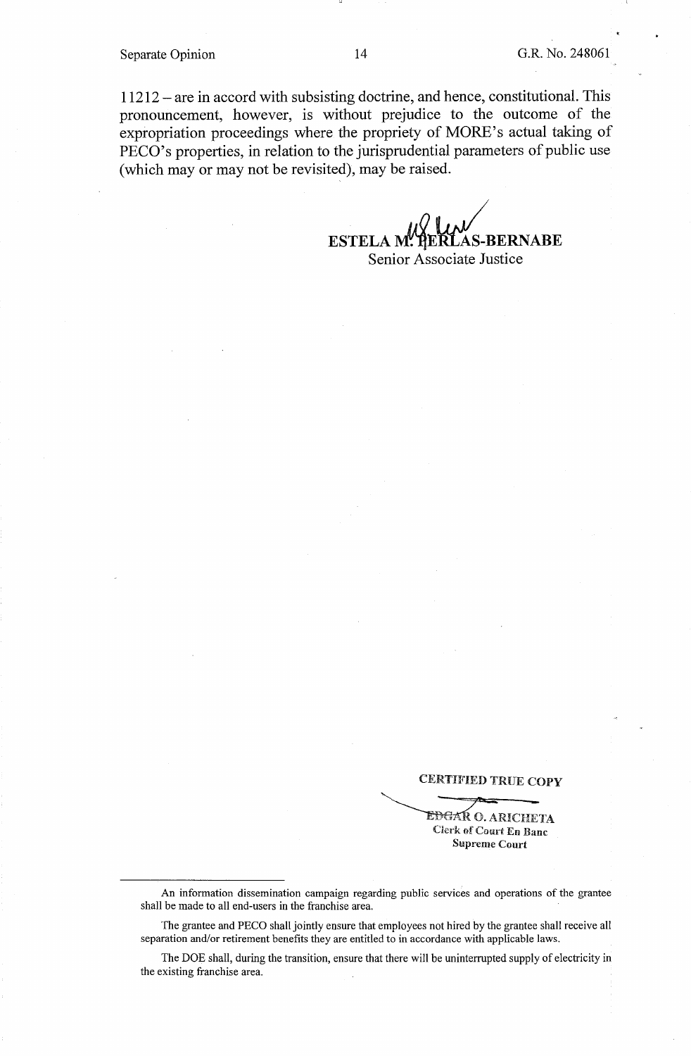11212 – are in accord with subsisting doctrine, and hence, constitutional. This pronouncement, however, is without prejudice to the outcome of the expropriation proceedings where the propriety of MORE's actual taking of PECO's properties, in relation to the jurisprudential parameters of public use (which may or may not be revisited), may be raised.

**ESTELA M. PERLAS-BERNABE**
Senior Associate Justice

CERTIFIED TRUE COPY

EDGAR O. ARICHETA
Clerk of Court En Banc
Supreme Court

---

An information dissemination campaign regarding public services and operations of the grantee shall be made to all end-users in the franchise area.

The grantee and PECO shall jointly ensure that employees not hired by the grantee shall receive all separation and/or retirement benefits they are entitled to in accordance with applicable laws.

The DOE shall, during the transition, ensure that there will be uninterrupted supply of electricity in the existing franchise area.